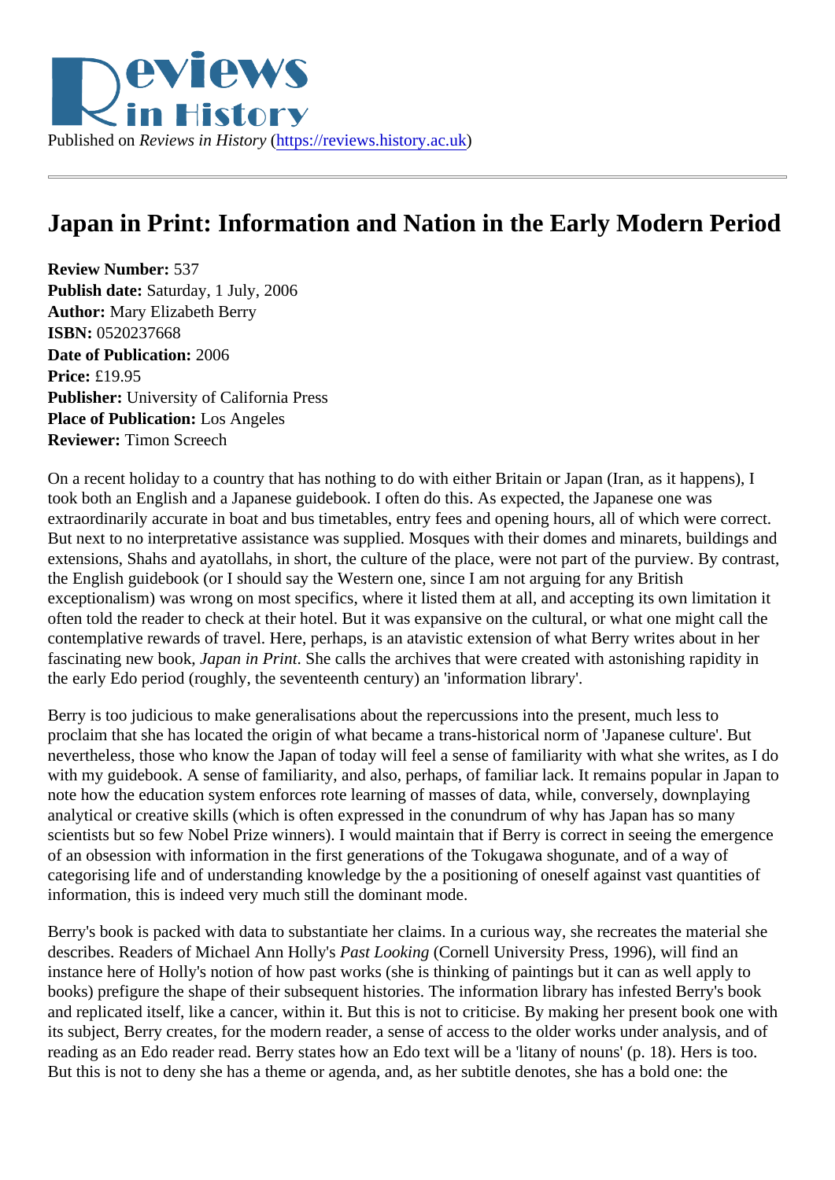Published on *Reviews in History* (https://reviews.history.ac.uk)

# Japan in Print: Information and Nation in the Early Modern Period

**Review Number:** 537
**Publish date:** Saturday, 1 July, 2006
**Author:** Mary Elizabeth Berry
**ISBN:** 0520237668
**Date of Publication:** 2006
**Price:** £19.95
**Publisher:** University of California Press
**Place of Publication:** Los Angeles
**Reviewer:** Timon Screech

On a recent holiday to a country that has nothing to do with either Britain or Japan (Iran, as it happens), I took both an English and a Japanese guidebook. I often do this. As expected, the Japanese one was extraordinarily accurate in boat and bus timetables, entry fees and opening hours, all of which were correct. But next to no interpretative assistance was supplied. Mosques with their domes and minarets, buildings and extensions, Shahs and ayatollahs, in short, the culture of the place, were not part of the purview. By contrast, the English guidebook (or I should say the Western one, since I am not arguing for any British exceptionalism) was wrong on most specifics, where it listed them at all, and accepting its own limitation it often told the reader to check at their hotel. But it was expansive on the cultural, or what one might call the contemplative rewards of travel. Here, perhaps, is an atavistic extension of what Berry writes about in her fascinating new book, *Japan in Print*. She calls the archives that were created with astonishing rapidity in the early Edo period (roughly, the seventeenth century) an 'information library'.

Berry is too judicious to make generalisations about the repercussions into the present, much less to proclaim that she has located the origin of what became a trans-historical norm of 'Japanese culture'. But nevertheless, those who know the Japan of today will feel a sense of familiarity with what she writes, as I do with my guidebook. A sense of familiarity, and also, perhaps, of familiar lack. It remains popular in Japan to note how the education system enforces rote learning of masses of data, while, conversely, downplaying analytical or creative skills (which is often expressed in the conundrum of why has Japan has so many scientists but so few Nobel Prize winners). I would maintain that if Berry is correct in seeing the emergence of an obsession with information in the first generations of the Tokugawa shogunate, and of a way of categorising life and of understanding knowledge by the a positioning of oneself against vast quantities of information, this is indeed very much still the dominant mode.

Berry's book is packed with data to substantiate her claims. In a curious way, she recreates the material she describes. Readers of Michael Ann Holly's *Past Looking* (Cornell University Press, 1996), will find an instance here of Holly's notion of how past works (she is thinking of paintings but it can as well apply to books) prefigure the shape of their subsequent histories. The information library has infested Berry's book and replicated itself, like a cancer, within it. But this is not to criticise. By making her present book one with its subject, Berry creates, for the modern reader, a sense of access to the older works under analysis, and of reading as an Edo reader read. Berry states how an Edo text will be a 'litany of nouns' (p. 18). Hers is too. But this is not to deny she has a theme or agenda, and, as her subtitle denotes, she has a bold one: the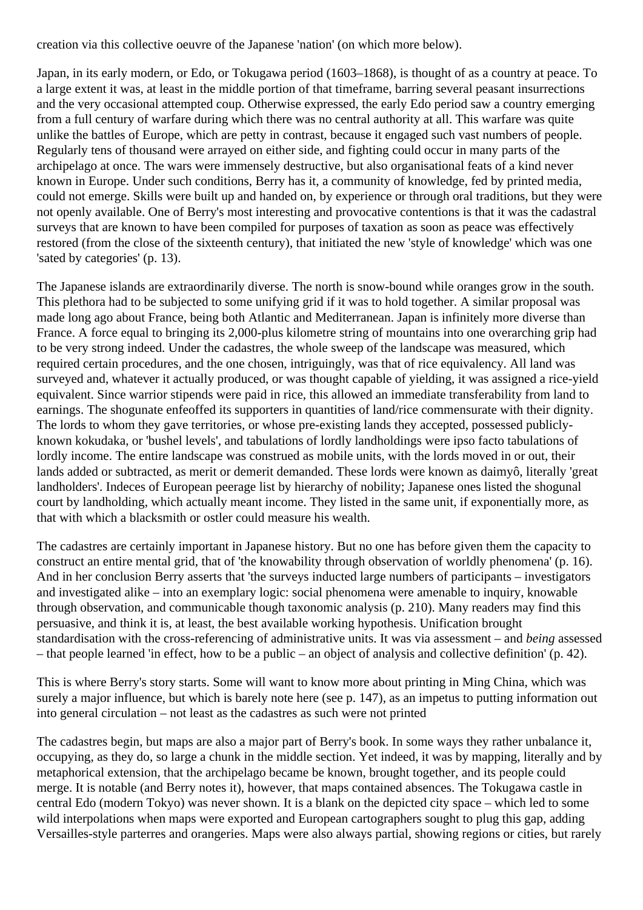creation via this collective oeuvre of the Japanese 'nation' (on which more below).

Japan, in its early modern, or Edo, or Tokugawa period (1603–1868), is thought of as a country at peace. To a large extent it was, at least in the middle portion of that timeframe, barring several peasant insurrections and the very occasional attempted coup. Otherwise expressed, the early Edo period saw a country emerging from a full century of warfare during which there was no central authority at all. This warfare was quite unlike the battles of Europe, which are petty in contrast, because it engaged such vast numbers of people. Regularly tens of thousand were arrayed on either side, and fighting could occur in many parts of the archipelago at once. The wars were immensely destructive, but also organisational feats of a kind never known in Europe. Under such conditions, Berry has it, a community of knowledge, fed by printed media, could not emerge. Skills were built up and handed on, by experience or through oral traditions, but they were not openly available. One of Berry's most interesting and provocative contentions is that it was the cadastral surveys that are known to have been compiled for purposes of taxation as soon as peace was effectively restored (from the close of the sixteenth century), that initiated the new 'style of knowledge' which was one 'sated by categories' (p. 13).

The Japanese islands are extraordinarily diverse. The north is snow-bound while oranges grow in the south. This plethora had to be subjected to some unifying grid if it was to hold together. A similar proposal was made long ago about France, being both Atlantic and Mediterranean. Japan is infinitely more diverse than France. A force equal to bringing its 2,000-plus kilometre string of mountains into one overarching grip had to be very strong indeed. Under the cadastres, the whole sweep of the landscape was measured, which required certain procedures, and the one chosen, intriguingly, was that of rice equivalency. All land was surveyed and, whatever it actually produced, or was thought capable of yielding, it was assigned a rice-yield equivalent. Since warrior stipends were paid in rice, this allowed an immediate transferability from land to earnings. The shogunate enfeoffed its supporters in quantities of land/rice commensurate with their dignity. The lords to whom they gave territories, or whose pre-existing lands they accepted, possessed publicly-known kokudaka, or 'bushel levels', and tabulations of lordly landholdings were ipso facto tabulations of lordly income. The entire landscape was construed as mobile units, with the lords moved in or out, their lands added or subtracted, as merit or demerit demanded. These lords were known as daimyô, literally 'great landholders'. Indeces of European peerage list by hierarchy of nobility; Japanese ones listed the shogunal court by landholding, which actually meant income. They listed in the same unit, if exponentially more, as that with which a blacksmith or ostler could measure his wealth.

The cadastres are certainly important in Japanese history. But no one has before given them the capacity to construct an entire mental grid, that of 'the knowability through observation of worldly phenomena' (p. 16). And in her conclusion Berry asserts that 'the surveys inducted large numbers of participants – investigators and investigated alike – into an exemplary logic: social phenomena were amenable to inquiry, knowable through observation, and communicable though taxonomic analysis (p. 210). Many readers may find this persuasive, and think it is, at least, the best available working hypothesis. Unification brought standardisation with the cross-referencing of administrative units. It was via assessment – and *being* assessed – that people learned 'in effect, how to be a public – an object of analysis and collective definition' (p. 42).

This is where Berry's story starts. Some will want to know more about printing in Ming China, which was surely a major influence, but which is barely note here (see p. 147), as an impetus to putting information out into general circulation – not least as the cadastres as such were not printed

The cadastres begin, but maps are also a major part of Berry's book. In some ways they rather unbalance it, occupying, as they do, so large a chunk in the middle section. Yet indeed, it was by mapping, literally and by metaphorical extension, that the archipelago became be known, brought together, and its people could merge. It is notable (and Berry notes it), however, that maps contained absences. The Tokugawa castle in central Edo (modern Tokyo) was never shown. It is a blank on the depicted city space – which led to some wild interpolations when maps were exported and European cartographers sought to plug this gap, adding Versailles-style parterres and orangeries. Maps were also always partial, showing regions or cities, but rarely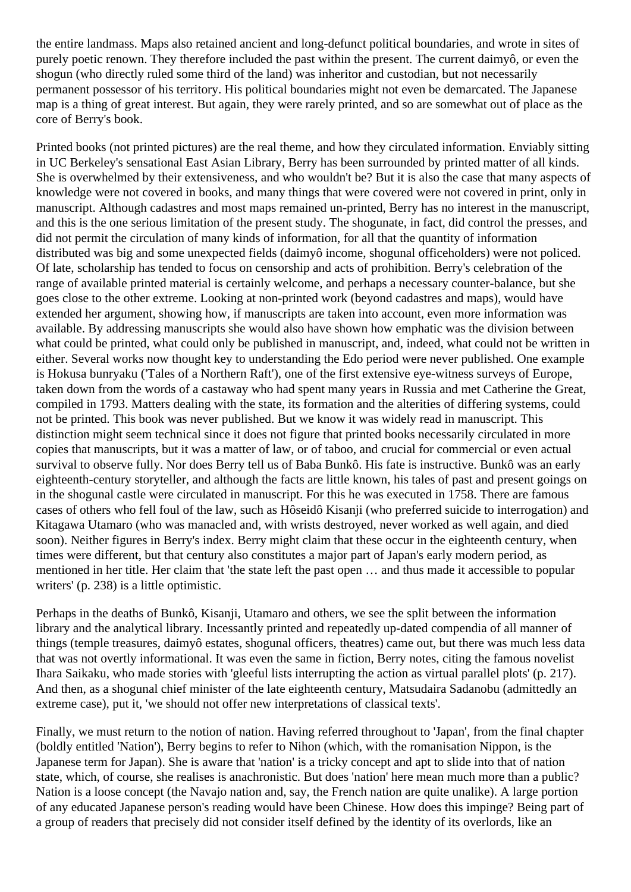the entire landmass. Maps also retained ancient and long-defunct political boundaries, and wrote in sites of purely poetic renown. They therefore included the past within the present. The current daimyô, or even the shogun (who directly ruled some third of the land) was inheritor and custodian, but not necessarily permanent possessor of his territory. His political boundaries might not even be demarcated. The Japanese map is a thing of great interest. But again, they were rarely printed, and so are somewhat out of place as the core of Berry's book.

Printed books (not printed pictures) are the real theme, and how they circulated information. Enviably sitting in UC Berkeley's sensational East Asian Library, Berry has been surrounded by printed matter of all kinds. She is overwhelmed by their extensiveness, and who wouldn't be? But it is also the case that many aspects of knowledge were not covered in books, and many things that were covered were not covered in print, only in manuscript. Although cadastres and most maps remained un-printed, Berry has no interest in the manuscript, and this is the one serious limitation of the present study. The shogunate, in fact, did control the presses, and did not permit the circulation of many kinds of information, for all that the quantity of information distributed was big and some unexpected fields (daimyô income, shogunal officeholders) were not policed. Of late, scholarship has tended to focus on censorship and acts of prohibition. Berry's celebration of the range of available printed material is certainly welcome, and perhaps a necessary counter-balance, but she goes close to the other extreme. Looking at non-printed work (beyond cadastres and maps), would have extended her argument, showing how, if manuscripts are taken into account, even more information was available. By addressing manuscripts she would also have shown how emphatic was the division between what could be printed, what could only be published in manuscript, and, indeed, what could not be written in either. Several works now thought key to understanding the Edo period were never published. One example is Hokusa bunryaku ('Tales of a Northern Raft'), one of the first extensive eye-witness surveys of Europe, taken down from the words of a castaway who had spent many years in Russia and met Catherine the Great, compiled in 1793. Matters dealing with the state, its formation and the alterities of differing systems, could not be printed. This book was never published. But we know it was widely read in manuscript. This distinction might seem technical since it does not figure that printed books necessarily circulated in more copies that manuscripts, but it was a matter of law, or of taboo, and crucial for commercial or even actual survival to observe fully. Nor does Berry tell us of Baba Bunkô. His fate is instructive. Bunkô was an early eighteenth-century storyteller, and although the facts are little known, his tales of past and present goings on in the shogunal castle were circulated in manuscript. For this he was executed in 1758. There are famous cases of others who fell foul of the law, such as Hôseidô Kisanji (who preferred suicide to interrogation) and Kitagawa Utamaro (who was manacled and, with wrists destroyed, never worked as well again, and died soon). Neither figures in Berry's index. Berry might claim that these occur in the eighteenth century, when times were different, but that century also constitutes a major part of Japan's early modern period, as mentioned in her title. Her claim that 'the state left the past open … and thus made it accessible to popular writers' (p. 238) is a little optimistic.

Perhaps in the deaths of Bunkô, Kisanji, Utamaro and others, we see the split between the information library and the analytical library. Incessantly printed and repeatedly up-dated compendia of all manner of things (temple treasures, daimyô estates, shogunal officers, theatres) came out, but there was much less data that was not overtly informational. It was even the same in fiction, Berry notes, citing the famous novelist Ihara Saikaku, who made stories with 'gleeful lists interrupting the action as virtual parallel plots' (p. 217). And then, as a shogunal chief minister of the late eighteenth century, Matsudaira Sadanobu (admittedly an extreme case), put it, 'we should not offer new interpretations of classical texts'.

Finally, we must return to the notion of nation. Having referred throughout to 'Japan', from the final chapter (boldly entitled 'Nation'), Berry begins to refer to Nihon (which, with the romanisation Nippon, is the Japanese term for Japan). She is aware that 'nation' is a tricky concept and apt to slide into that of nation state, which, of course, she realises is anachronistic. But does 'nation' here mean much more than a public? Nation is a loose concept (the Navajo nation and, say, the French nation are quite unalike). A large portion of any educated Japanese person's reading would have been Chinese. How does this impinge? Being part of a group of readers that precisely did not consider itself defined by the identity of its overlords, like an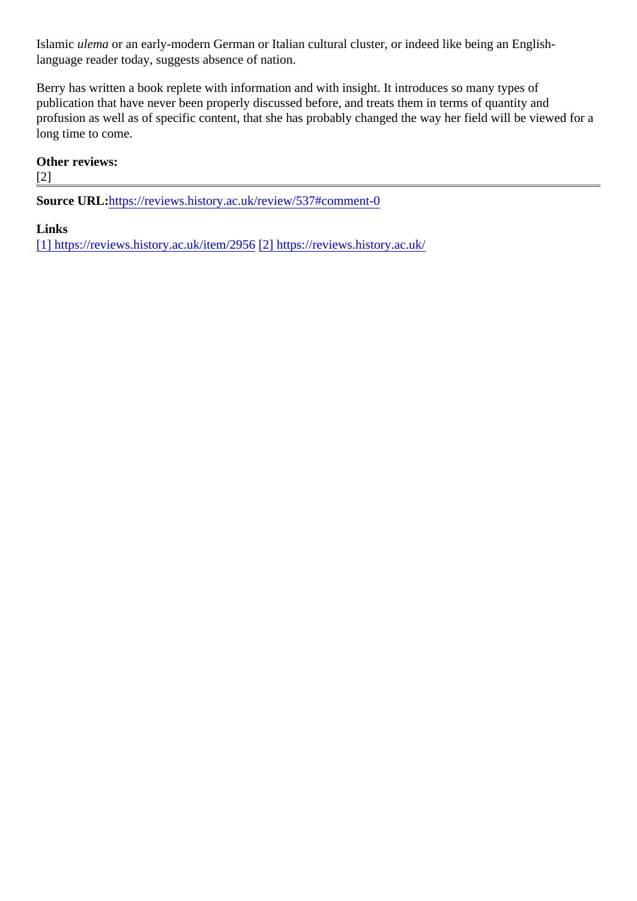Islamic *ulema* or an early-modern German or Italian cultural cluster, or indeed like being an English-language reader today, suggests absence of nation.

Berry has written a book replete with information and with insight. It introduces so many types of publication that have never been properly discussed before, and treats them in terms of quantity and profusion as well as of specific content, that she has probably changed the way her field will be viewed for a long time to come.

**Other reviews:**
[2]

---

**Source URL:**https://reviews.history.ac.uk/review/537#comment-0

**Links**
[1] https://reviews.history.ac.uk/item/2956 [2] https://reviews.history.ac.uk/